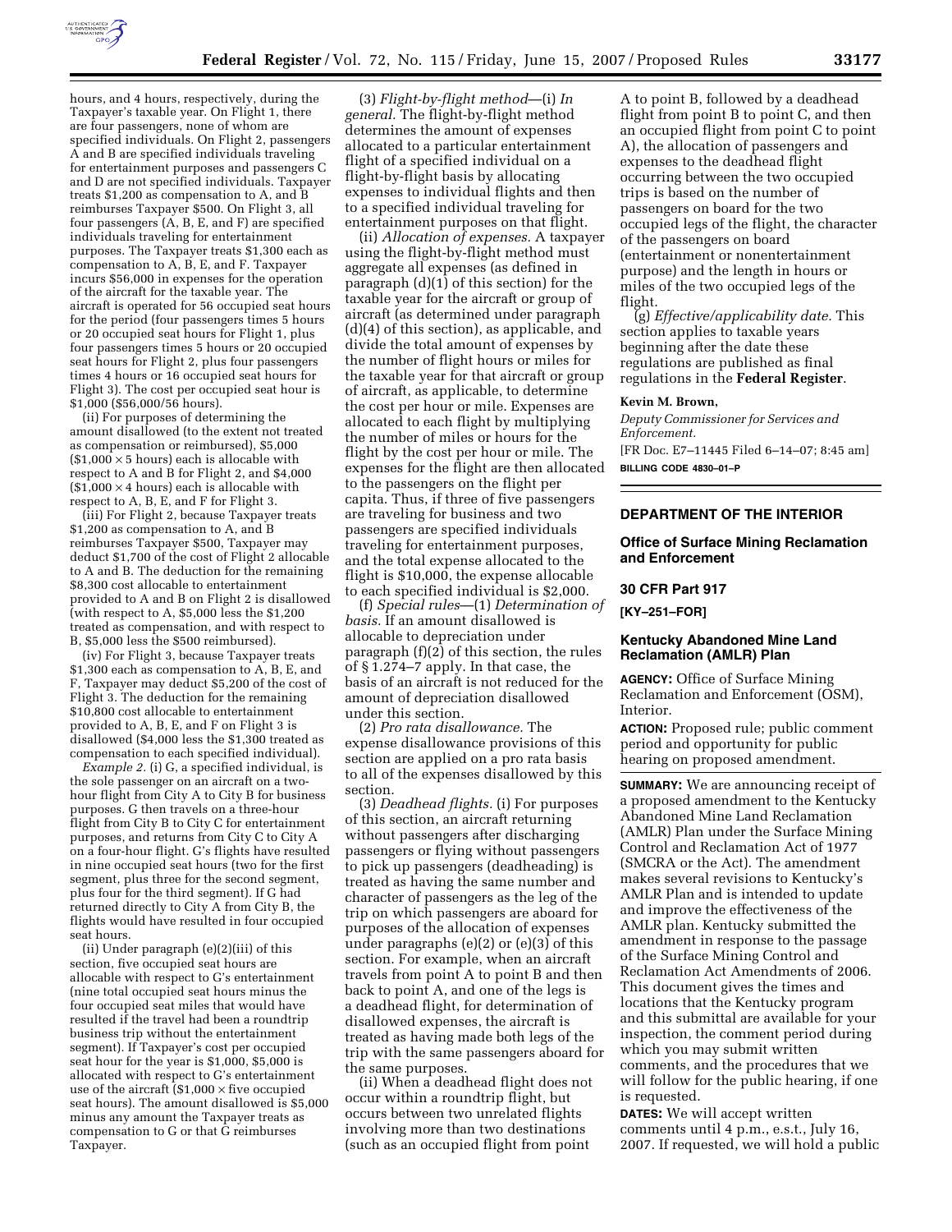hours, and 4 hours, respectively, during the Taxpayer's taxable year. On Flight 1, there are four passengers, none of whom are specified individuals. On Flight 2, passengers A and B are specified individuals traveling for entertainment purposes and passengers C and D are not specified individuals. Taxpayer treats $1,200 as compensation to A, and B reimburses Taxpayer $500. On Flight 3, all four passengers (A, B, E, and F) are specified individuals traveling for entertainment purposes. The Taxpayer treats $1,300 each as compensation to A, B, E, and F. Taxpayer incurs $56,000 in expenses for the operation of the aircraft for the taxable year. The aircraft is operated for 56 occupied seat hours for the period (four passengers times 5 hours or 20 occupied seat hours for Flight 1, plus four passengers times 5 hours or 20 occupied seat hours for Flight 2, plus four passengers times 4 hours or 16 occupied seat hours for Flight 3). The cost per occupied seat hour is $1,000 ($56,000/56 hours).

(ii) For purposes of determining the amount disallowed (to the extent not treated as compensation or reimbursed), $5,000 ($1,000 × 5 hours) each is allocable with respect to A and B for Flight 2, and $4,000 ($1,000 × 4 hours) each is allocable with respect to A, B, E, and F for Flight 3.

(iii) For Flight 2, because Taxpayer treats $1,200 as compensation to A, and B reimburses Taxpayer $500, Taxpayer may deduct $1,700 of the cost of Flight 2 allocable to A and B. The deduction for the remaining $8,300 cost allocable to entertainment provided to A and B on Flight 2 is disallowed (with respect to A, $5,000 less the $1,200 treated as compensation, and with respect to B, $5,000 less the $500 reimbursed).

(iv) For Flight 3, because Taxpayer treats $1,300 each as compensation to A, B, E, and F, Taxpayer may deduct $5,200 of the cost of Flight 3. The deduction for the remaining $10,800 cost allocable to entertainment provided to A, B, E, and F on Flight 3 is disallowed ($4,000 less the $1,300 treated as compensation to each specified individual).

*Example 2.* (i) G, a specified individual, is the sole passenger on an aircraft on a two-hour flight from City A to City B for business purposes. G then travels on a three-hour flight from City B to City C for entertainment purposes, and returns from City C to City A on a four-hour flight. G's flights have resulted in nine occupied seat hours (two for the first segment, plus three for the second segment, plus four for the third segment). If G had returned directly to City A from City B, the flights would have resulted in four occupied seat hours.

(ii) Under paragraph (e)(2)(iii) of this section, five occupied seat hours are allocable with respect to G's entertainment (nine total occupied seat hours minus the four occupied seat miles that would have resulted if the travel had been a roundtrip business trip without the entertainment segment). If Taxpayer's cost per occupied seat hour for the year is $1,000, $5,000 is allocated with respect to G's entertainment use of the aircraft ($1,000 × five occupied seat hours). The amount disallowed is $5,000 minus any amount the Taxpayer treats as compensation to G or that G reimburses Taxpayer.

(3) *Flight-by-flight method*—(i) *In general.* The flight-by-flight method determines the amount of expenses allocated to a particular entertainment flight of a specified individual on a flight-by-flight basis by allocating expenses to individual flights and then to a specified individual traveling for entertainment purposes on that flight.

(ii) *Allocation of expenses.* A taxpayer using the flight-by-flight method must aggregate all expenses (as defined in paragraph (d)(1) of this section) for the taxable year for the aircraft or group of aircraft (as determined under paragraph (d)(4) of this section), as applicable, and divide the total amount of expenses by the number of flight hours or miles for the taxable year for that aircraft or group of aircraft, as applicable, to determine the cost per hour or mile. Expenses are allocated to each flight by multiplying the number of miles or hours for the flight by the cost per hour or mile. The expenses for the flight are then allocated to the passengers on the flight per capita. Thus, if three of five passengers are traveling for business and two passengers are specified individuals traveling for entertainment purposes, and the total expense allocated to the flight is $10,000, the expense allocable to each specified individual is $2,000.

(f) *Special rules*—(1) *Determination of basis.* If an amount disallowed is allocable to depreciation under paragraph (f)(2) of this section, the rules of § 1.274–7 apply. In that case, the basis of an aircraft is not reduced for the amount of depreciation disallowed under this section.

(2) *Pro rata disallowance.* The expense disallowance provisions of this section are applied on a pro rata basis to all of the expenses disallowed by this section.

(3) *Deadhead flights.* (i) For purposes of this section, an aircraft returning without passengers after discharging passengers or flying without passengers to pick up passengers (deadheading) is treated as having the same number and character of passengers as the leg of the trip on which passengers are aboard for purposes of the allocation of expenses under paragraphs (e)(2) or (e)(3) of this section. For example, when an aircraft travels from point A to point B and then back to point A, and one of the legs is a deadhead flight, for determination of disallowed expenses, the aircraft is treated as having made both legs of the trip with the same passengers aboard for the same purposes.

(ii) When a deadhead flight does not occur within a roundtrip flight, but occurs between two unrelated flights involving more than two destinations (such as an occupied flight from point A to point B, followed by a deadhead flight from point B to point C, and then an occupied flight from point C to point A), the allocation of passengers and expenses to the deadhead flight occurring between the two occupied trips is based on the number of passengers on board for the two occupied legs of the flight, the character of the passengers on board (entertainment or nonentertainment purpose) and the length in hours or miles of the two occupied legs of the flight.

(g) *Effective/applicability date.* This section applies to taxable years beginning after the date these regulations are published as final regulations in the **Federal Register**.

**Kevin M. Brown,**

*Deputy Commissioner for Services and Enforcement.*

[FR Doc. E7–11445 Filed 6–14–07; 8:45 am]

**BILLING CODE 4830–01–P**

## DEPARTMENT OF THE INTERIOR

### Office of Surface Mining Reclamation and Enforcement

### 30 CFR Part 917

### [KY–251–FOR]

### Kentucky Abandoned Mine Land Reclamation (AMLR) Plan

**AGENCY:** Office of Surface Mining Reclamation and Enforcement (OSM), Interior.

**ACTION:** Proposed rule; public comment period and opportunity for public hearing on proposed amendment.

**SUMMARY:** We are announcing receipt of a proposed amendment to the Kentucky Abandoned Mine Land Reclamation (AMLR) Plan under the Surface Mining Control and Reclamation Act of 1977 (SMCRA or the Act). The amendment makes several revisions to Kentucky's AMLR Plan and is intended to update and improve the effectiveness of the AMLR plan. Kentucky submitted the amendment in response to the passage of the Surface Mining Control and Reclamation Act Amendments of 2006. This document gives the times and locations that the Kentucky program and this submittal are available for your inspection, the comment period during which you may submit written comments, and the procedures that we will follow for the public hearing, if one is requested.

**DATES:** We will accept written comments until 4 p.m., e.s.t., July 16, 2007. If requested, we will hold a public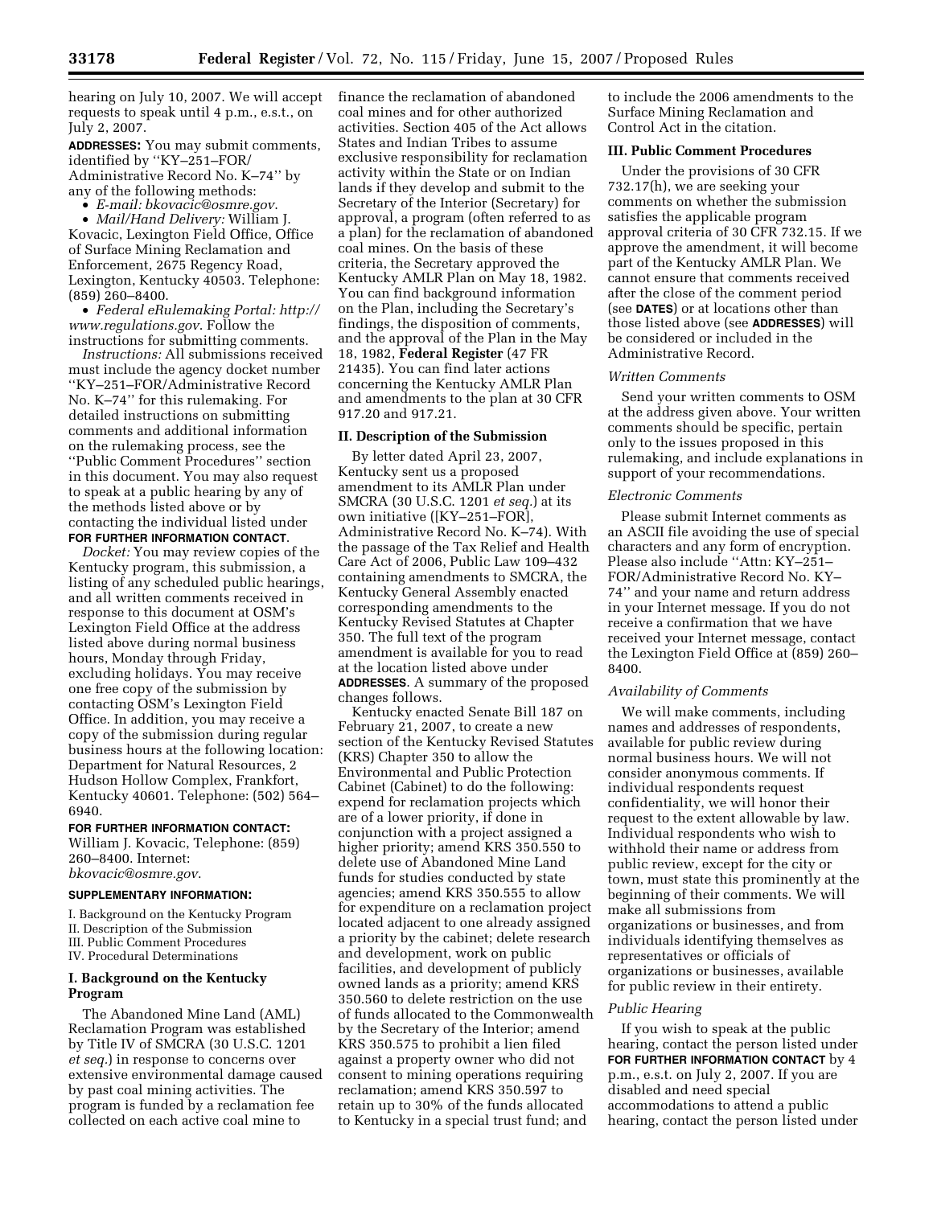hearing on July 10, 2007. We will accept requests to speak until 4 p.m., e.s.t., on July 2, 2007.

**ADDRESSES:** You may submit comments, identified by ''KY–251–FOR/ Administrative Record No. K–74'' by any of the following methods:

- *E-mail: bkovacic@osmre.gov.*
- *Mail/Hand Delivery:* William J. Kovacic, Lexington Field Office, Office of Surface Mining Reclamation and Enforcement, 2675 Regency Road, Lexington, Kentucky 40503. Telephone: (859) 260–8400.
- *Federal eRulemaking Portal: http://www.regulations.gov.* Follow the instructions for submitting comments.

*Instructions:* All submissions received must include the agency docket number ''KY–251–FOR/Administrative Record No. K–74'' for this rulemaking. For detailed instructions on submitting comments and additional information on the rulemaking process, see the ''Public Comment Procedures'' section in this document. You may also request to speak at a public hearing by any of the methods listed above or by contacting the individual listed under **FOR FURTHER INFORMATION CONTACT**.

*Docket:* You may review copies of the Kentucky program, this submission, a listing of any scheduled public hearings, and all written comments received in response to this document at OSM's Lexington Field Office at the address listed above during normal business hours, Monday through Friday, excluding holidays. You may receive one free copy of the submission by contacting OSM's Lexington Field Office. In addition, you may receive a copy of the submission during regular business hours at the following location: Department for Natural Resources, 2 Hudson Hollow Complex, Frankfort, Kentucky 40601. Telephone: (502) 564–6940.

**FOR FURTHER INFORMATION CONTACT:** William J. Kovacic, Telephone: (859) 260–8400. Internet: *bkovacic@osmre.gov.*

**SUPPLEMENTARY INFORMATION:**

I. Background on the Kentucky Program
II. Description of the Submission
III. Public Comment Procedures
IV. Procedural Determinations

## I. Background on the Kentucky Program

The Abandoned Mine Land (AML) Reclamation Program was established by Title IV of SMCRA (30 U.S.C. 1201 *et seq.*) in response to concerns over extensive environmental damage caused by past coal mining activities. The program is funded by a reclamation fee collected on each active coal mine to finance the reclamation of abandoned coal mines and for other authorized activities. Section 405 of the Act allows States and Indian Tribes to assume exclusive responsibility for reclamation activity within the State or on Indian lands if they develop and submit to the Secretary of the Interior (Secretary) for approval, a program (often referred to as a plan) for the reclamation of abandoned coal mines. On the basis of these criteria, the Secretary approved the Kentucky AMLR Plan on May 18, 1982. You can find background information on the Plan, including the Secretary's findings, the disposition of comments, and the approval of the Plan in the May 18, 1982, **Federal Register** (47 FR 21435). You can find later actions concerning the Kentucky AMLR Plan and amendments to the plan at 30 CFR 917.20 and 917.21.

## II. Description of the Submission

By letter dated April 23, 2007, Kentucky sent us a proposed amendment to its AMLR Plan under SMCRA (30 U.S.C. 1201 *et seq.*) at its own initiative ([KY–251–FOR], Administrative Record No. K–74). With the passage of the Tax Relief and Health Care Act of 2006, Public Law 109–432 containing amendments to SMCRA, the Kentucky General Assembly enacted corresponding amendments to the Kentucky Revised Statutes at Chapter 350. The full text of the program amendment is available for you to read at the location listed above under **ADDRESSES**. A summary of the proposed changes follows.

Kentucky enacted Senate Bill 187 on February 21, 2007, to create a new section of the Kentucky Revised Statutes (KRS) Chapter 350 to allow the Environmental and Public Protection Cabinet (Cabinet) to do the following: expend for reclamation projects which are of a lower priority, if done in conjunction with a project assigned a higher priority; amend KRS 350.550 to delete use of Abandoned Mine Land funds for studies conducted by state agencies; amend KRS 350.555 to allow for expenditure on a reclamation project located adjacent to one already assigned a priority by the cabinet; delete research and development, work on public facilities, and development of publicly owned lands as a priority; amend KRS 350.560 to delete restriction on the use of funds allocated to the Commonwealth by the Secretary of the Interior; amend KRS 350.575 to prohibit a lien filed against a property owner who did not consent to mining operations requiring reclamation; amend KRS 350.597 to retain up to 30% of the funds allocated to Kentucky in a special trust fund; and to include the 2006 amendments to the Surface Mining Reclamation and Control Act in the citation.

## III. Public Comment Procedures

Under the provisions of 30 CFR 732.17(h), we are seeking your comments on whether the submission satisfies the applicable program approval criteria of 30 CFR 732.15. If we approve the amendment, it will become part of the Kentucky AMLR Plan. We cannot ensure that comments received after the close of the comment period (see **DATES**) or at locations other than those listed above (see **ADDRESSES**) will be considered or included in the Administrative Record.

### *Written Comments*

Send your written comments to OSM at the address given above. Your written comments should be specific, pertain only to the issues proposed in this rulemaking, and include explanations in support of your recommendations.

### *Electronic Comments*

Please submit Internet comments as an ASCII file avoiding the use of special characters and any form of encryption. Please also include ''Attn: KY–251–FOR/Administrative Record No. KY–74'' and your name and return address in your Internet message. If you do not receive a confirmation that we have received your Internet message, contact the Lexington Field Office at (859) 260–8400.

### *Availability of Comments*

We will make comments, including names and addresses of respondents, available for public review during normal business hours. We will not consider anonymous comments. If individual respondents request confidentiality, we will honor their request to the extent allowable by law. Individual respondents who wish to withhold their name or address from public review, except for the city or town, must state this prominently at the beginning of their comments. We will make all submissions from organizations or businesses, and from individuals identifying themselves as representatives or officials of organizations or businesses, available for public review in their entirety.

### *Public Hearing*

If you wish to speak at the public hearing, contact the person listed under **FOR FURTHER INFORMATION CONTACT** by 4 p.m., e.s.t. on July 2, 2007. If you are disabled and need special accommodations to attend a public hearing, contact the person listed under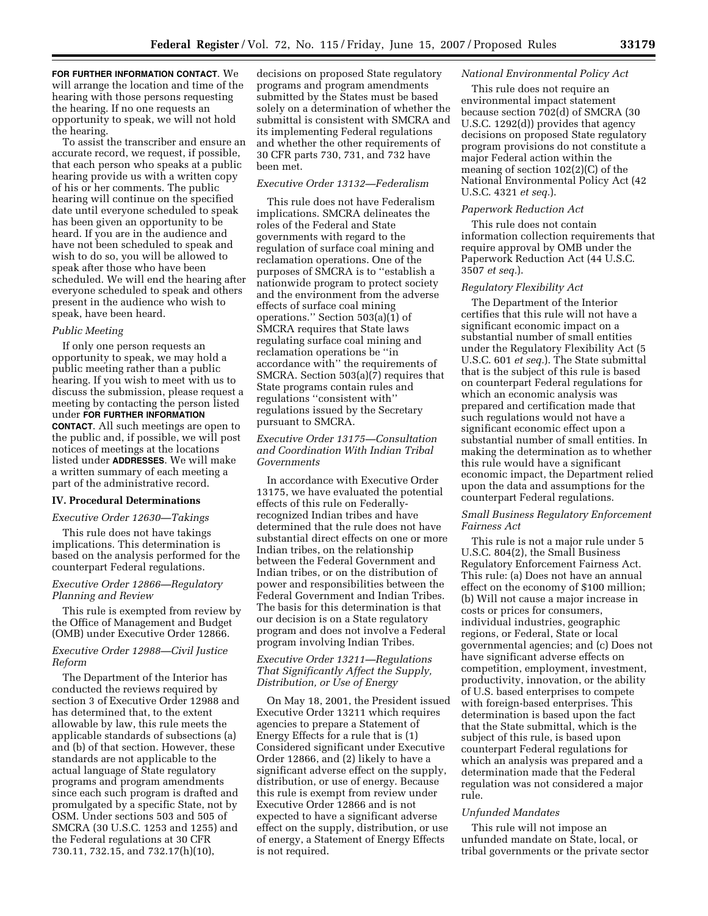**FOR FURTHER INFORMATION CONTACT**. We will arrange the location and time of the hearing with those persons requesting the hearing. If no one requests an opportunity to speak, we will not hold the hearing.

To assist the transcriber and ensure an accurate record, we request, if possible, that each person who speaks at a public hearing provide us with a written copy of his or her comments. The public hearing will continue on the specified date until everyone scheduled to speak has been given an opportunity to be heard. If you are in the audience and have not been scheduled to speak and wish to do so, you will be allowed to speak after those who have been scheduled. We will end the hearing after everyone scheduled to speak and others present in the audience who wish to speak, have been heard.

*Public Meeting*

If only one person requests an opportunity to speak, we may hold a public meeting rather than a public hearing. If you wish to meet with us to discuss the submission, please request a meeting by contacting the person listed under **FOR FURTHER INFORMATION CONTACT**. All such meetings are open to the public and, if possible, we will post notices of meetings at the locations listed under **ADDRESSES**. We will make a written summary of each meeting a part of the administrative record.

## IV. Procedural Determinations

*Executive Order 12630—Takings*

This rule does not have takings implications. This determination is based on the analysis performed for the counterpart Federal regulations.

*Executive Order 12866—Regulatory Planning and Review*

This rule is exempted from review by the Office of Management and Budget (OMB) under Executive Order 12866.

*Executive Order 12988—Civil Justice Reform*

The Department of the Interior has conducted the reviews required by section 3 of Executive Order 12988 and has determined that, to the extent allowable by law, this rule meets the applicable standards of subsections (a) and (b) of that section. However, these standards are not applicable to the actual language of State regulatory programs and program amendments since each such program is drafted and promulgated by a specific State, not by OSM. Under sections 503 and 505 of SMCRA (30 U.S.C. 1253 and 1255) and the Federal regulations at 30 CFR 730.11, 732.15, and 732.17(h)(10), decisions on proposed State regulatory programs and program amendments submitted by the States must be based solely on a determination of whether the submittal is consistent with SMCRA and its implementing Federal regulations and whether the other requirements of 30 CFR parts 730, 731, and 732 have been met.

*Executive Order 13132—Federalism*

This rule does not have Federalism implications. SMCRA delineates the roles of the Federal and State governments with regard to the regulation of surface coal mining and reclamation operations. One of the purposes of SMCRA is to "establish a nationwide program to protect society and the environment from the adverse effects of surface coal mining operations." Section 503(a)(1) of SMCRA requires that State laws regulating surface coal mining and reclamation operations be "in accordance with" the requirements of SMCRA. Section 503(a)(7) requires that State programs contain rules and regulations "consistent with" regulations issued by the Secretary pursuant to SMCRA.

*Executive Order 13175—Consultation and Coordination With Indian Tribal Governments*

In accordance with Executive Order 13175, we have evaluated the potential effects of this rule on Federally-recognized Indian tribes and have determined that the rule does not have substantial direct effects on one or more Indian tribes, on the relationship between the Federal Government and Indian tribes, or on the distribution of power and responsibilities between the Federal Government and Indian Tribes. The basis for this determination is that our decision is on a State regulatory program and does not involve a Federal program involving Indian Tribes.

*Executive Order 13211—Regulations That Significantly Affect the Supply, Distribution, or Use of Energy*

On May 18, 2001, the President issued Executive Order 13211 which requires agencies to prepare a Statement of Energy Effects for a rule that is (1) Considered significant under Executive Order 12866, and (2) likely to have a significant adverse effect on the supply, distribution, or use of energy. Because this rule is exempt from review under Executive Order 12866 and is not expected to have a significant adverse effect on the supply, distribution, or use of energy, a Statement of Energy Effects is not required.

*National Environmental Policy Act*

This rule does not require an environmental impact statement because section 702(d) of SMCRA (30 U.S.C. 1292(d)) provides that agency decisions on proposed State regulatory program provisions do not constitute a major Federal action within the meaning of section 102(2)(C) of the National Environmental Policy Act (42 U.S.C. 4321 *et seq.*).

*Paperwork Reduction Act*

This rule does not contain information collection requirements that require approval by OMB under the Paperwork Reduction Act (44 U.S.C. 3507 *et seq.*).

*Regulatory Flexibility Act*

The Department of the Interior certifies that this rule will not have a significant economic impact on a substantial number of small entities under the Regulatory Flexibility Act (5 U.S.C. 601 *et seq.*). The State submittal that is the subject of this rule is based on counterpart Federal regulations for which an economic analysis was prepared and certification made that such regulations would not have a significant economic effect upon a substantial number of small entities. In making the determination as to whether this rule would have a significant economic impact, the Department relied upon the data and assumptions for the counterpart Federal regulations.

*Small Business Regulatory Enforcement Fairness Act*

This rule is not a major rule under 5 U.S.C. 804(2), the Small Business Regulatory Enforcement Fairness Act. This rule: (a) Does not have an annual effect on the economy of $100 million; (b) Will not cause a major increase in costs or prices for consumers, individual industries, geographic regions, or Federal, State or local governmental agencies; and (c) Does not have significant adverse effects on competition, employment, investment, productivity, innovation, or the ability of U.S. based enterprises to compete with foreign-based enterprises. This determination is based upon the fact that the State submittal, which is the subject of this rule, is based upon counterpart Federal regulations for which an analysis was prepared and a determination made that the Federal regulation was not considered a major rule.

*Unfunded Mandates*

This rule will not impose an unfunded mandate on State, local, or tribal governments or the private sector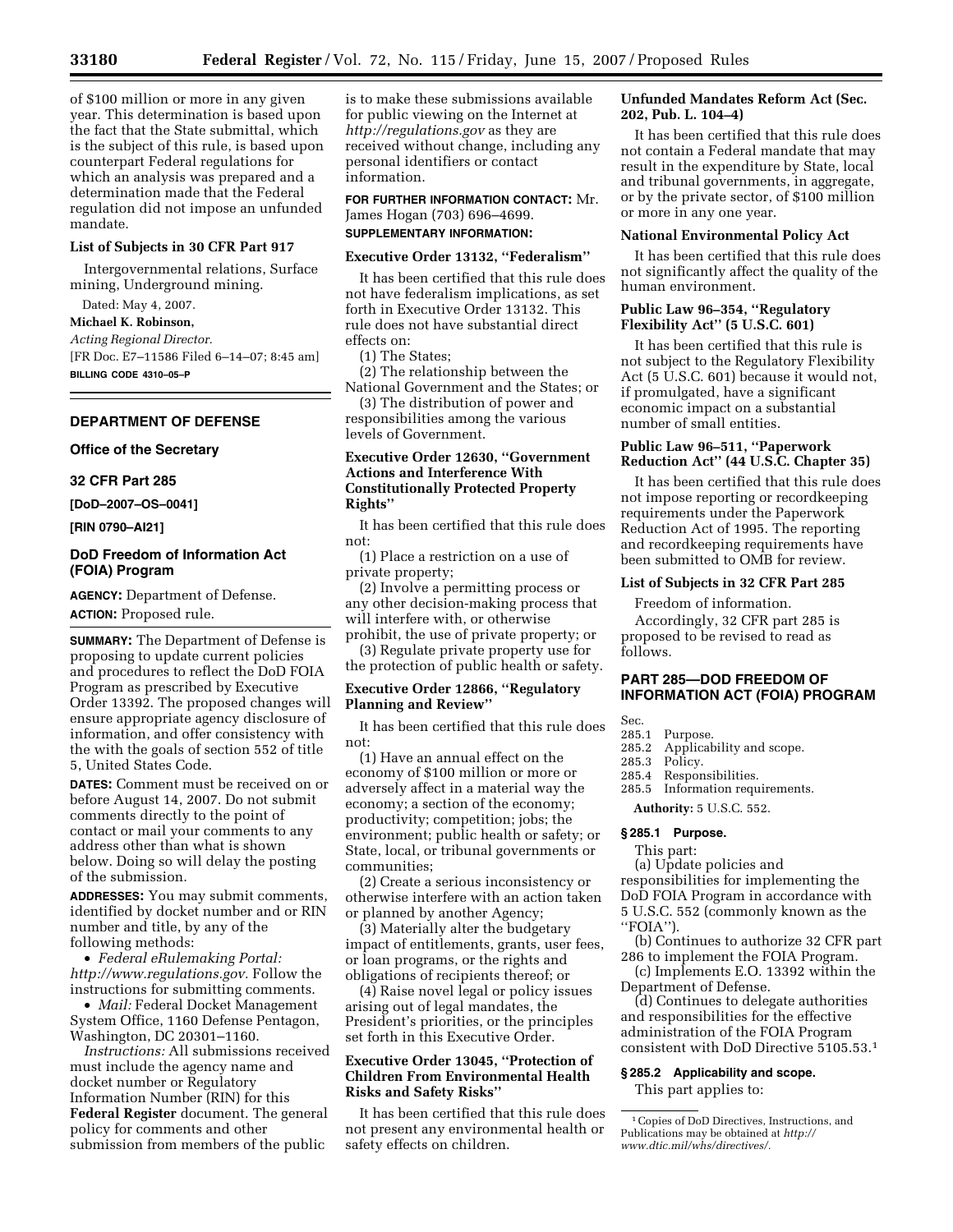of $100 million or more in any given year. This determination is based upon the fact that the State submittal, which is the subject of this rule, is based upon counterpart Federal regulations for which an analysis was prepared and a determination made that the Federal regulation did not impose an unfunded mandate.

**List of Subjects in 30 CFR Part 917**

Intergovernmental relations, Surface mining, Underground mining.

Dated: May 4, 2007.

**Michael K. Robinson,**

*Acting Regional Director.*

[FR Doc. E7–11586 Filed 6–14–07; 8:45 am]

**BILLING CODE 4310–05–P**

---

## DEPARTMENT OF DEFENSE

### Office of the Secretary

### 32 CFR Part 285

**[DoD–2007–OS–0041]**

**[RIN 0790–AI21]**

### DoD Freedom of Information Act (FOIA) Program

**AGENCY:** Department of Defense.

**ACTION:** Proposed rule.

**SUMMARY:** The Department of Defense is proposing to update current policies and procedures to reflect the DoD FOIA Program as prescribed by Executive Order 13392. The proposed changes will ensure appropriate agency disclosure of information, and offer consistency with the with the goals of section 552 of title 5, United States Code.

**DATES:** Comment must be received on or before August 14, 2007. Do not submit comments directly to the point of contact or mail your comments to any address other than what is shown below. Doing so will delay the posting of the submission.

**ADDRESSES:** You may submit comments, identified by docket number and or RIN number and title, by any of the following methods:

- *Federal eRulemaking Portal: http://www.regulations.gov.* Follow the instructions for submitting comments.
- *Mail:* Federal Docket Management System Office, 1160 Defense Pentagon, Washington, DC 20301–1160.

*Instructions:* All submissions received must include the agency name and docket number or Regulatory Information Number (RIN) for this **Federal Register** document. The general policy for comments and other submission from members of the public is to make these submissions available for public viewing on the Internet at *http://regulations.gov* as they are received without change, including any personal identifiers or contact information.

**FOR FURTHER INFORMATION CONTACT:** Mr. James Hogan (703) 696–4699.

**SUPPLEMENTARY INFORMATION:**

**Executive Order 13132, "Federalism"**

It has been certified that this rule does not have federalism implications, as set forth in Executive Order 13132. This rule does not have substantial direct effects on:

(1) The States;

(2) The relationship between the National Government and the States; or

(3) The distribution of power and responsibilities among the various levels of Government.

**Executive Order 12630, "Government Actions and Interference With Constitutionally Protected Property Rights"**

It has been certified that this rule does not:

(1) Place a restriction on a use of private property;

(2) Involve a permitting process or any other decision-making process that will interfere with, or otherwise prohibit, the use of private property; or

(3) Regulate private property use for the protection of public health or safety.

**Executive Order 12866, "Regulatory Planning and Review"**

It has been certified that this rule does not:

(1) Have an annual effect on the economy of $100 million or more or adversely affect in a material way the economy; a section of the economy; productivity; competition; jobs; the environment; public health or safety; or State, local, or tribunal governments or communities;

(2) Create a serious inconsistency or otherwise interfere with an action taken or planned by another Agency;

(3) Materially alter the budgetary impact of entitlements, grants, user fees, or loan programs, or the rights and obligations of recipients thereof; or

(4) Raise novel legal or policy issues arising out of legal mandates, the President's priorities, or the principles set forth in this Executive Order.

**Executive Order 13045, "Protection of Children From Environmental Health Risks and Safety Risks"**

It has been certified that this rule does not present any environmental health or safety effects on children.

**Unfunded Mandates Reform Act (Sec. 202, Pub. L. 104–4)**

It has been certified that this rule does not contain a Federal mandate that may result in the expenditure by State, local and tribunal governments, in aggregate, or by the private sector, of $100 million or more in any one year.

**National Environmental Policy Act**

It has been certified that this rule does not significantly affect the quality of the human environment.

**Public Law 96–354, "Regulatory Flexibility Act" (5 U.S.C. 601)**

It has been certified that this rule is not subject to the Regulatory Flexibility Act (5 U.S.C. 601) because it would not, if promulgated, have a significant economic impact on a substantial number of small entities.

**Public Law 96–511, "Paperwork Reduction Act" (44 U.S.C. Chapter 35)**

It has been certified that this rule does not impose reporting or recordkeeping requirements under the Paperwork Reduction Act of 1995. The reporting and recordkeeping requirements have been submitted to OMB for review.

**List of Subjects in 32 CFR Part 285**

Freedom of information.

Accordingly, 32 CFR part 285 is proposed to be revised to read as follows.

## PART 285—DOD FREEDOM OF INFORMATION ACT (FOIA) PROGRAM

Sec.

285.1 Purpose.

285.2 Applicability and scope.

285.3 Policy.

285.4 Responsibilities.

285.5 Information requirements.

**Authority:** 5 U.S.C. 552.

**§ 285.1 Purpose.**

This part:

(a) Update policies and responsibilities for implementing the DoD FOIA Program in accordance with 5 U.S.C. 552 (commonly known as the "FOIA").

(b) Continues to authorize 32 CFR part 286 to implement the FOIA Program.

(c) Implements E.O. 13392 within the Department of Defense.

(d) Continues to delegate authorities and responsibilities for the effective administration of the FOIA Program consistent with DoD Directive 5105.53.[1]

**§ 285.2 Applicability and scope.**

This part applies to:

---

[1] Copies of DoD Directives, Instructions, and Publications may be obtained at *http://www.dtic.mil/whs/directives/.*